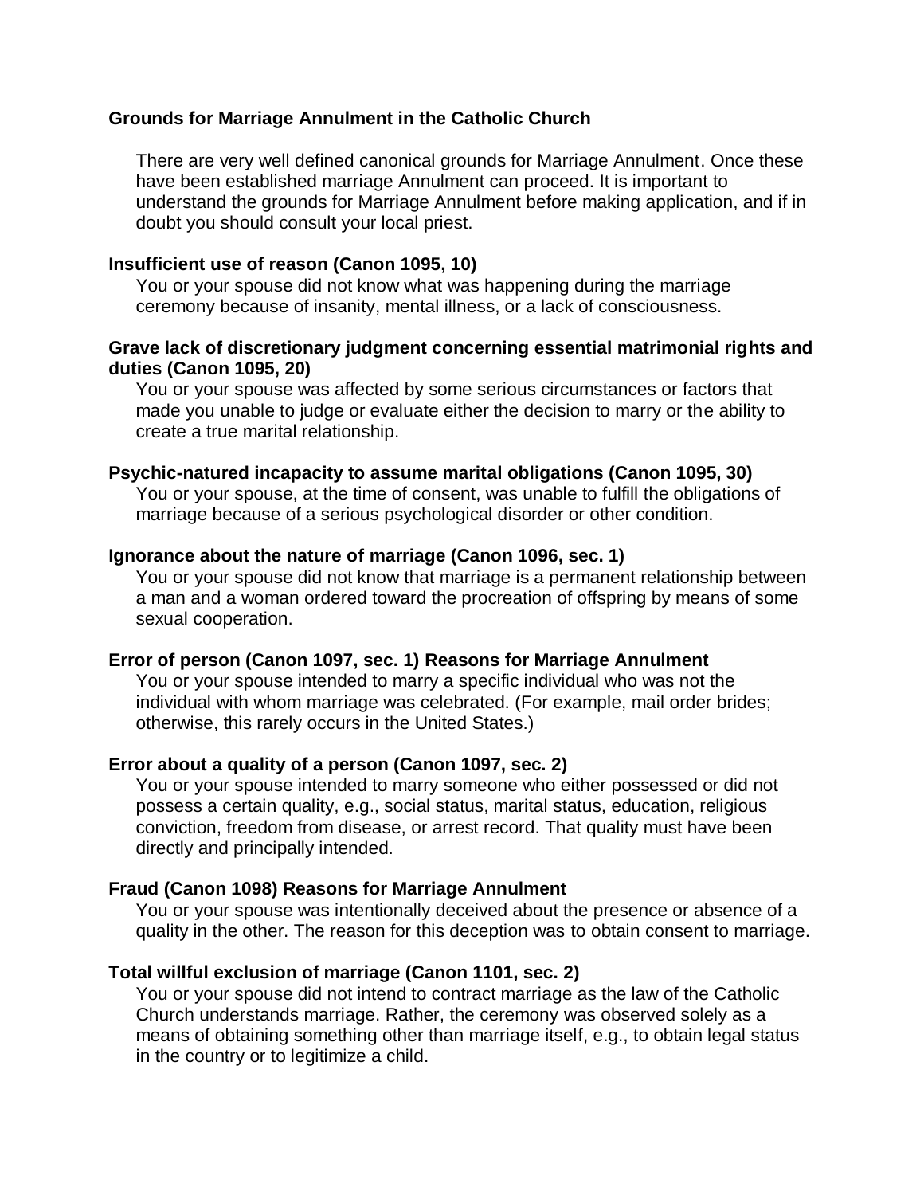**Grounds for Marriage Annulment in the Catholic Church**

There are very well defined canonical grounds for Marriage Annulment. Once these have been established marriage Annulment can proceed. It is important to understand the grounds for Marriage Annulment before making application, and if in doubt you should consult your local priest.

**Insufficient use of reason (Canon 1095, 10)**

You or your spouse did not know what was happening during the marriage ceremony because of insanity, mental illness, or a lack of consciousness.

**Grave lack of discretionary judgment concerning essential matrimonial rights and duties (Canon 1095, 20)**

You or your spouse was affected by some serious circumstances or factors that made you unable to judge or evaluate either the decision to marry or the ability to create a true marital relationship.

**Psychic-natured incapacity to assume marital obligations (Canon 1095, 30)**

You or your spouse, at the time of consent, was unable to fulfill the obligations of marriage because of a serious psychological disorder or other condition.

**Ignorance about the nature of marriage (Canon 1096, sec. 1)**

You or your spouse did not know that marriage is a permanent relationship between a man and a woman ordered toward the procreation of offspring by means of some sexual cooperation.

**Error of person (Canon 1097, sec. 1) Reasons for Marriage Annulment**

You or your spouse intended to marry a specific individual who was not the individual with whom marriage was celebrated. (For example, mail order brides; otherwise, this rarely occurs in the United States.)

**Error about a quality of a person (Canon 1097, sec. 2)**

You or your spouse intended to marry someone who either possessed or did not possess a certain quality, e.g., social status, marital status, education, religious conviction, freedom from disease, or arrest record. That quality must have been directly and principally intended.

**Fraud (Canon 1098) Reasons for Marriage Annulment**

You or your spouse was intentionally deceived about the presence or absence of a quality in the other. The reason for this deception was to obtain consent to marriage.

**Total willful exclusion of marriage (Canon 1101, sec. 2)**

You or your spouse did not intend to contract marriage as the law of the Catholic Church understands marriage. Rather, the ceremony was observed solely as a means of obtaining something other than marriage itself, e.g., to obtain legal status in the country or to legitimize a child.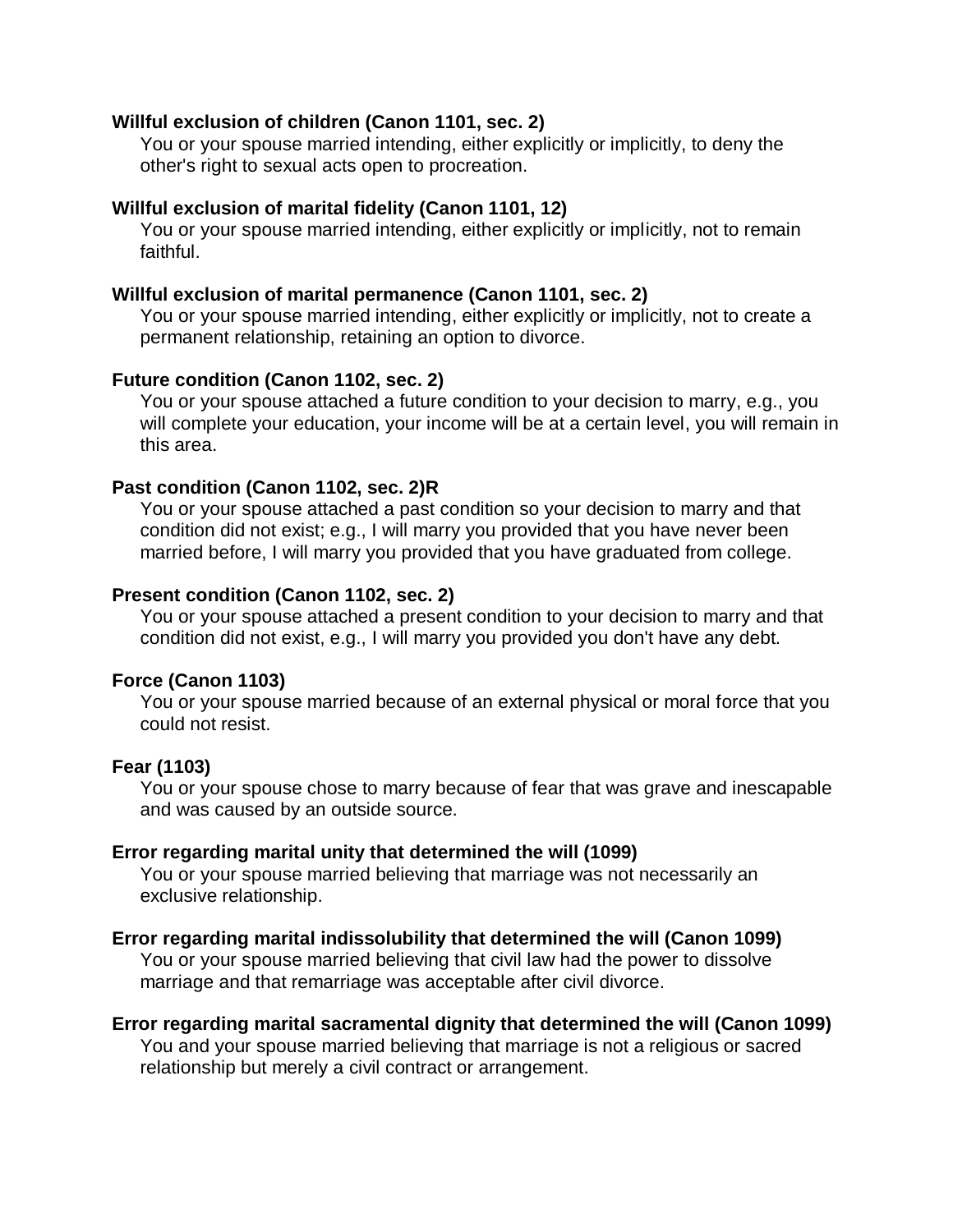**Willful exclusion of children (Canon 1101, sec. 2)**

You or your spouse married intending, either explicitly or implicitly, to deny the other's right to sexual acts open to procreation.

**Willful exclusion of marital fidelity (Canon 1101, 12)**

You or your spouse married intending, either explicitly or implicitly, not to remain faithful.

**Willful exclusion of marital permanence (Canon 1101, sec. 2)**

You or your spouse married intending, either explicitly or implicitly, not to create a permanent relationship, retaining an option to divorce.

**Future condition (Canon 1102, sec. 2)**

You or your spouse attached a future condition to your decision to marry, e.g., you will complete your education, your income will be at a certain level, you will remain in this area.

**Past condition (Canon 1102, sec. 2)R**

You or your spouse attached a past condition so your decision to marry and that condition did not exist; e.g., I will marry you provided that you have never been married before, I will marry you provided that you have graduated from college.

**Present condition (Canon 1102, sec. 2)**

You or your spouse attached a present condition to your decision to marry and that condition did not exist, e.g., I will marry you provided you don't have any debt.

**Force (Canon 1103)**

You or your spouse married because of an external physical or moral force that you could not resist.

**Fear (1103)**

You or your spouse chose to marry because of fear that was grave and inescapable and was caused by an outside source.

**Error regarding marital unity that determined the will (1099)**

You or your spouse married believing that marriage was not necessarily an exclusive relationship.

**Error regarding marital indissolubility that determined the will (Canon 1099)**

You or your spouse married believing that civil law had the power to dissolve marriage and that remarriage was acceptable after civil divorce.

**Error regarding marital sacramental dignity that determined the will (Canon 1099)**

You and your spouse married believing that marriage is not a religious or sacred relationship but merely a civil contract or arrangement.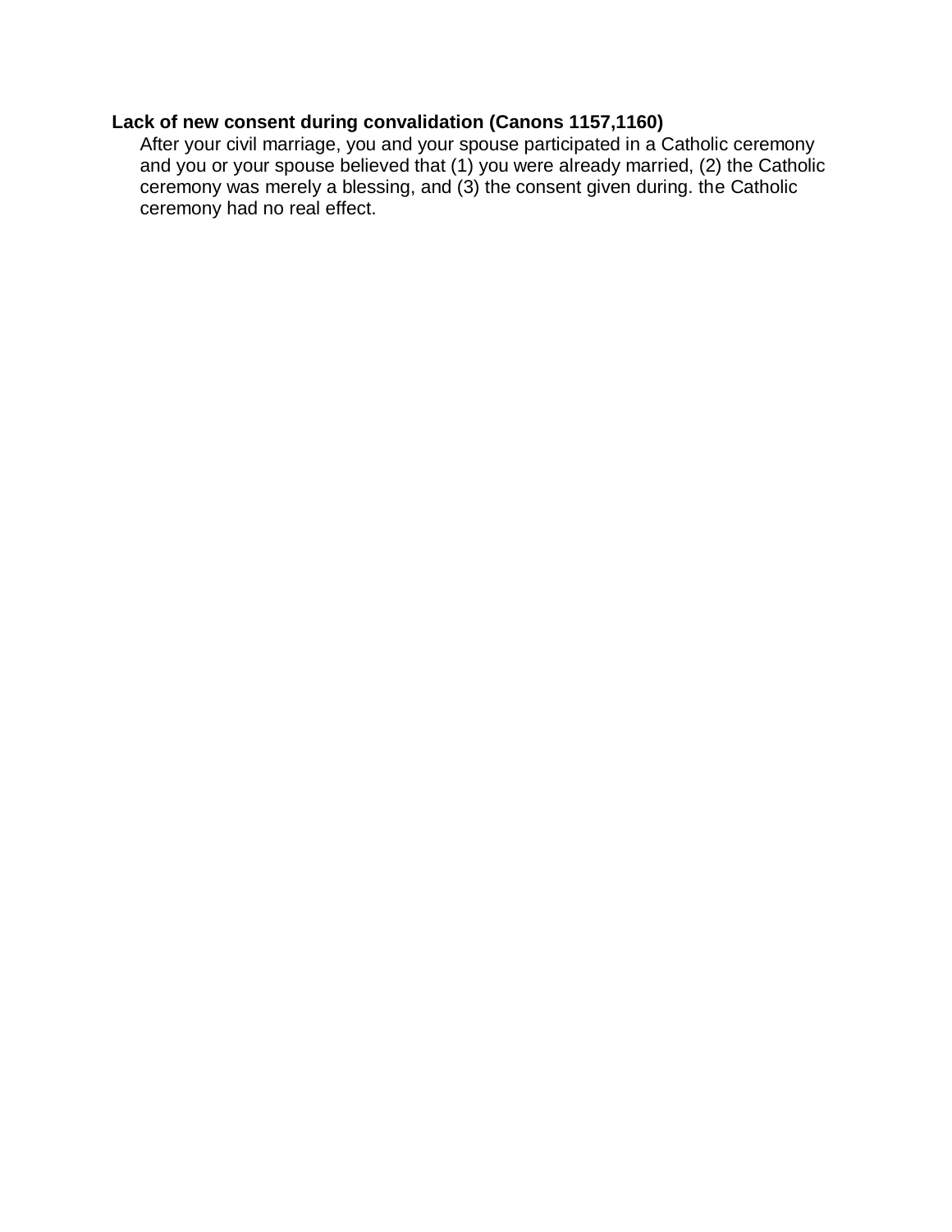**Lack of new consent during convalidation (Canons 1157,1160)**

After your civil marriage, you and your spouse participated in a Catholic ceremony and you or your spouse believed that (1) you were already married, (2) the Catholic ceremony was merely a blessing, and (3) the consent given during. the Catholic ceremony had no real effect.